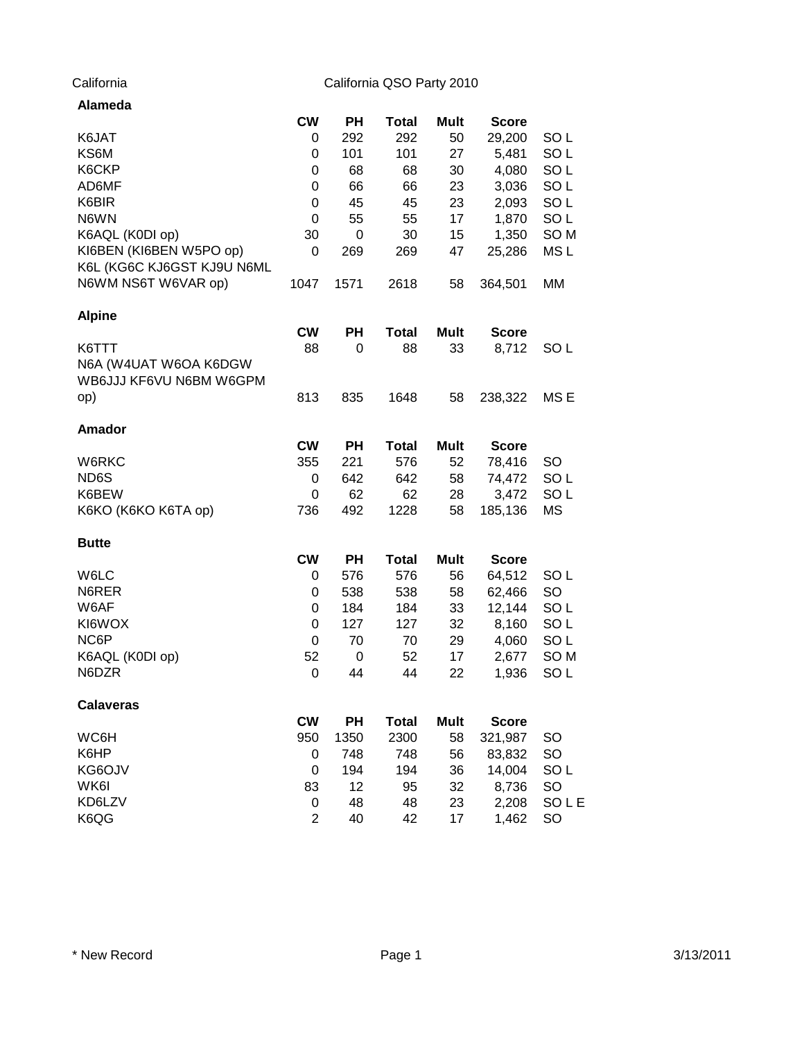California

# California QSO Party 2010

## Alameda

| | CW | PH | Total | Mult | Score | |
|---|---|---|---|---|---|---|
| K6JAT | 0 | 292 | 292 | 50 | 29,200 | SO L |
| KS6M | 0 | 101 | 101 | 27 | 5,481 | SO L |
| K6CKP | 0 | 68 | 68 | 30 | 4,080 | SO L |
| AD6MF | 0 | 66 | 66 | 23 | 3,036 | SO L |
| K6BIR | 0 | 45 | 45 | 23 | 2,093 | SO L |
| N6WN | 0 | 55 | 55 | 17 | 1,870 | SO L |
| K6AQL (K0DI op) | 30 | 0 | 30 | 15 | 1,350 | SO M |
| KI6BEN (KI6BEN W5PO op) | 0 | 269 | 269 | 47 | 25,286 | MS L |
| K6L (KG6C KJ6GST KJ9U N6ML N6WM NS6T W6VAR op) | 1047 | 1571 | 2618 | 58 | 364,501 | MM |

## Alpine

| | CW | PH | Total | Mult | Score | |
|---|---|---|---|---|---|---|
| K6TTT | 88 | 0 | 88 | 33 | 8,712 | SO L |
| N6A (W4UAT W6OA K6DGW WB6JJJ KF6VU N6BM W6GPM op) | 813 | 835 | 1648 | 58 | 238,322 | MS E |

## Amador

| | CW | PH | Total | Mult | Score | |
|---|---|---|---|---|---|---|
| W6RKC | 355 | 221 | 576 | 52 | 78,416 | SO |
| ND6S | 0 | 642 | 642 | 58 | 74,472 | SO L |
| K6BEW | 0 | 62 | 62 | 28 | 3,472 | SO L |
| K6KO (K6KO K6TA op) | 736 | 492 | 1228 | 58 | 185,136 | MS |

## Butte

| | CW | PH | Total | Mult | Score | |
|---|---|---|---|---|---|---|
| W6LC | 0 | 576 | 576 | 56 | 64,512 | SO L |
| N6RER | 0 | 538 | 538 | 58 | 62,466 | SO |
| W6AF | 0 | 184 | 184 | 33 | 12,144 | SO L |
| KI6WOX | 0 | 127 | 127 | 32 | 8,160 | SO L |
| NC6P | 0 | 70 | 70 | 29 | 4,060 | SO L |
| K6AQL (K0DI op) | 52 | 0 | 52 | 17 | 2,677 | SO M |
| N6DZR | 0 | 44 | 44 | 22 | 1,936 | SO L |

## Calaveras

| | CW | PH | Total | Mult | Score | |
|---|---|---|---|---|---|---|
| WC6H | 950 | 1350 | 2300 | 58 | 321,987 | SO |
| K6HP | 0 | 748 | 748 | 56 | 83,832 | SO |
| KG6OJV | 0 | 194 | 194 | 36 | 14,004 | SO L |
| WK6I | 83 | 12 | 95 | 32 | 8,736 | SO |
| KD6LZV | 0 | 48 | 48 | 23 | 2,208 | SO L E |
| K6QG | 2 | 40 | 42 | 17 | 1,462 | SO |

* New Record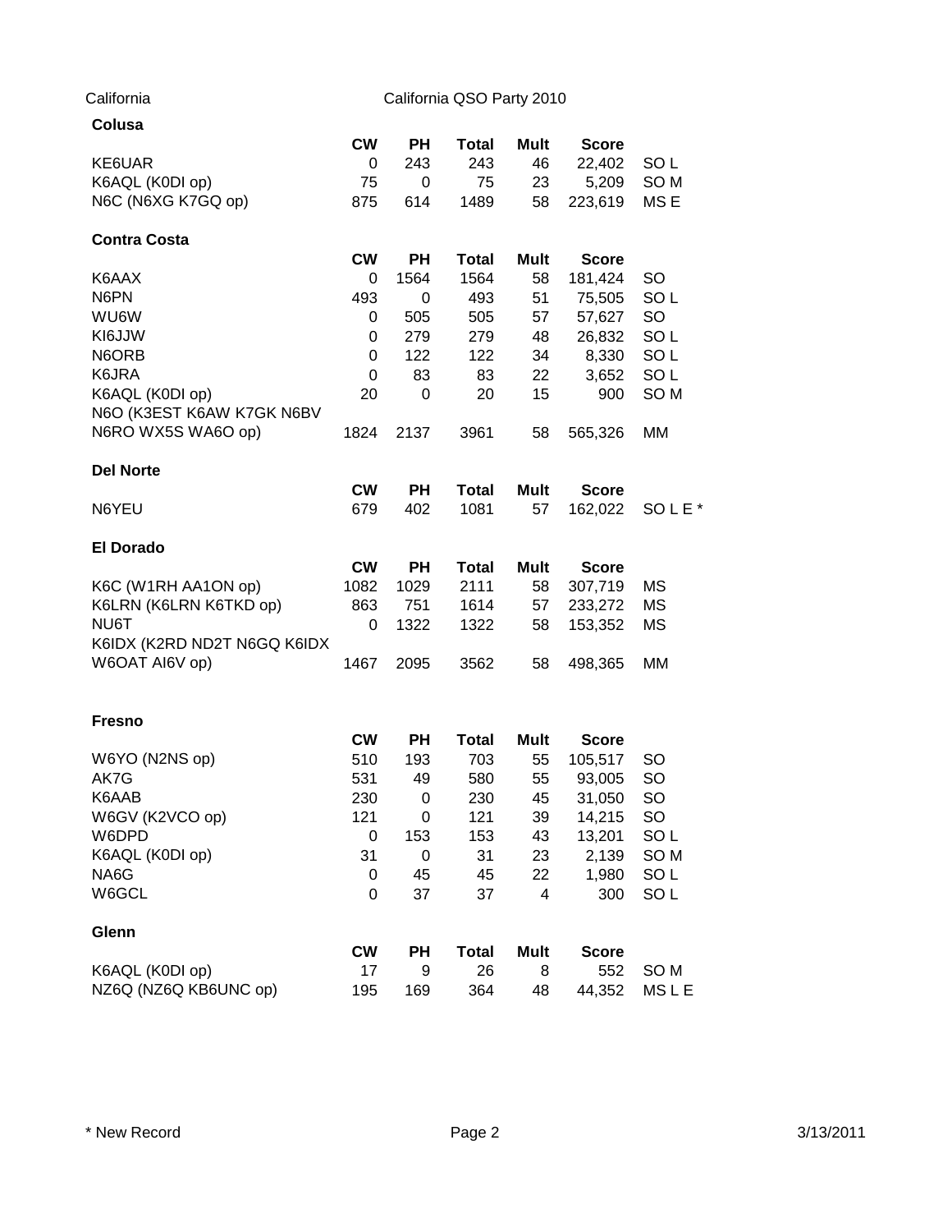California — California QSO Party 2010

## Colusa

| | CW | PH | Total | Mult | Score | |
|---|---|---|---|---|---|---|
| KE6UAR | 0 | 243 | 243 | 46 | 22,402 | SO L |
| K6AQL (K0DI op) | 75 | 0 | 75 | 23 | 5,209 | SO M |
| N6C (N6XG K7GQ op) | 875 | 614 | 1489 | 58 | 223,619 | MS E |

## Contra Costa

| | CW | PH | Total | Mult | Score | |
|---|---|---|---|---|---|---|
| K6AAX | 0 | 1564 | 1564 | 58 | 181,424 | SO |
| N6PN | 493 | 0 | 493 | 51 | 75,505 | SO L |
| WU6W | 0 | 505 | 505 | 57 | 57,627 | SO |
| KI6JJW | 0 | 279 | 279 | 48 | 26,832 | SO L |
| N6ORB | 0 | 122 | 122 | 34 | 8,330 | SO L |
| K6JRA | 0 | 83 | 83 | 22 | 3,652 | SO L |
| K6AQL (K0DI op) | 20 | 0 | 20 | 15 | 900 | SO M |
| N6O (K3EST K6AW K7GK N6BV N6RO WX5S WA6O op) | 1824 | 2137 | 3961 | 58 | 565,326 | MM |

## Del Norte

| | CW | PH | Total | Mult | Score | |
|---|---|---|---|---|---|---|
| N6YEU | 679 | 402 | 1081 | 57 | 162,022 | SO L E * |

## El Dorado

| | CW | PH | Total | Mult | Score | |
|---|---|---|---|---|---|---|
| K6C (W1RH AA1ON op) | 1082 | 1029 | 2111 | 58 | 307,719 | MS |
| K6LRN (K6LRN K6TKD op) | 863 | 751 | 1614 | 57 | 233,272 | MS |
| NU6T | 0 | 1322 | 1322 | 58 | 153,352 | MS |
| K6IDX (K2RD ND2T N6GQ K6IDX W6OAT AI6V op) | 1467 | 2095 | 3562 | 58 | 498,365 | MM |

## Fresno

| | CW | PH | Total | Mult | Score | |
|---|---|---|---|---|---|---|
| W6YO (N2NS op) | 510 | 193 | 703 | 55 | 105,517 | SO |
| AK7G | 531 | 49 | 580 | 55 | 93,005 | SO |
| K6AAB | 230 | 0 | 230 | 45 | 31,050 | SO |
| W6GV (K2VCO op) | 121 | 0 | 121 | 39 | 14,215 | SO |
| W6DPD | 0 | 153 | 153 | 43 | 13,201 | SO L |
| K6AQL (K0DI op) | 31 | 0 | 31 | 23 | 2,139 | SO M |
| NA6G | 0 | 45 | 45 | 22 | 1,980 | SO L |
| W6GCL | 0 | 37 | 37 | 4 | 300 | SO L |

## Glenn

| | CW | PH | Total | Mult | Score | |
|---|---|---|---|---|---|---|
| K6AQL (K0DI op) | 17 | 9 | 26 | 8 | 552 | SO M |
| NZ6Q (NZ6Q KB6UNC op) | 195 | 169 | 364 | 48 | 44,352 | MS L E |

* New Record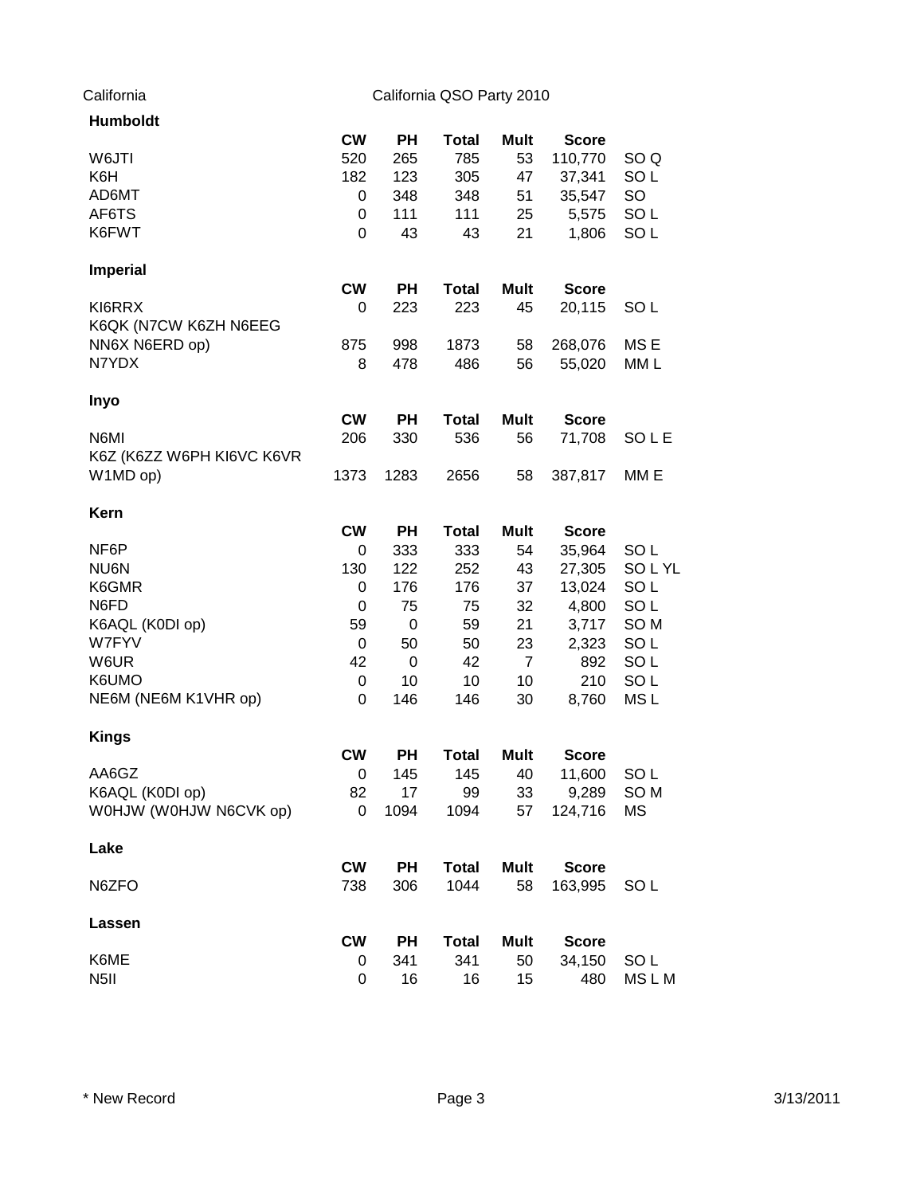California — California QSO Party 2010

## Humboldt

| | CW | PH | Total | Mult | Score | |
|---|---|---|---|---|---|---|
| W6JTI | 520 | 265 | 785 | 53 | 110,770 | SO Q |
| K6H | 182 | 123 | 305 | 47 | 37,341 | SO L |
| AD6MT | 0 | 348 | 348 | 51 | 35,547 | SO |
| AF6TS | 0 | 111 | 111 | 25 | 5,575 | SO L |
| K6FWT | 0 | 43 | 43 | 21 | 1,806 | SO L |

## Imperial

| | CW | PH | Total | Mult | Score | |
|---|---|---|---|---|---|---|
| KI6RRX | 0 | 223 | 223 | 45 | 20,115 | SO L |
| K6QK (N7CW K6ZH N6EEG NN6X N6ERD op) | 875 | 998 | 1873 | 58 | 268,076 | MS E |
| N7YDX | 8 | 478 | 486 | 56 | 55,020 | MM L |

## Inyo

| | CW | PH | Total | Mult | Score | |
|---|---|---|---|---|---|---|
| N6MI | 206 | 330 | 536 | 56 | 71,708 | SO L E |
| K6Z (K6ZZ W6PH KI6VC K6VR W1MD op) | 1373 | 1283 | 2656 | 58 | 387,817 | MM E |

## Kern

| | CW | PH | Total | Mult | Score | |
|---|---|---|---|---|---|---|
| NF6P | 0 | 333 | 333 | 54 | 35,964 | SO L |
| NU6N | 130 | 122 | 252 | 43 | 27,305 | SO L YL |
| K6GMR | 0 | 176 | 176 | 37 | 13,024 | SO L |
| N6FD | 0 | 75 | 75 | 32 | 4,800 | SO L |
| K6AQL (K0DI op) | 59 | 0 | 59 | 21 | 3,717 | SO M |
| W7FYV | 0 | 50 | 50 | 23 | 2,323 | SO L |
| W6UR | 42 | 0 | 42 | 7 | 892 | SO L |
| K6UMO | 0 | 10 | 10 | 10 | 210 | SO L |
| NE6M (NE6M K1VHR op) | 0 | 146 | 146 | 30 | 8,760 | MS L |

## Kings

| | CW | PH | Total | Mult | Score | |
|---|---|---|---|---|---|---|
| AA6GZ | 0 | 145 | 145 | 40 | 11,600 | SO L |
| K6AQL (K0DI op) | 82 | 17 | 99 | 33 | 9,289 | SO M |
| W0HJW (W0HJW N6CVK op) | 0 | 1094 | 1094 | 57 | 124,716 | MS |

## Lake

| | CW | PH | Total | Mult | Score | |
|---|---|---|---|---|---|---|
| N6ZFO | 738 | 306 | 1044 | 58 | 163,995 | SO L |

## Lassen

| | CW | PH | Total | Mult | Score | |
|---|---|---|---|---|---|---|
| K6ME | 0 | 341 | 341 | 50 | 34,150 | SO L |
| N5II | 0 | 16 | 16 | 15 | 480 | MS L M |

* New Record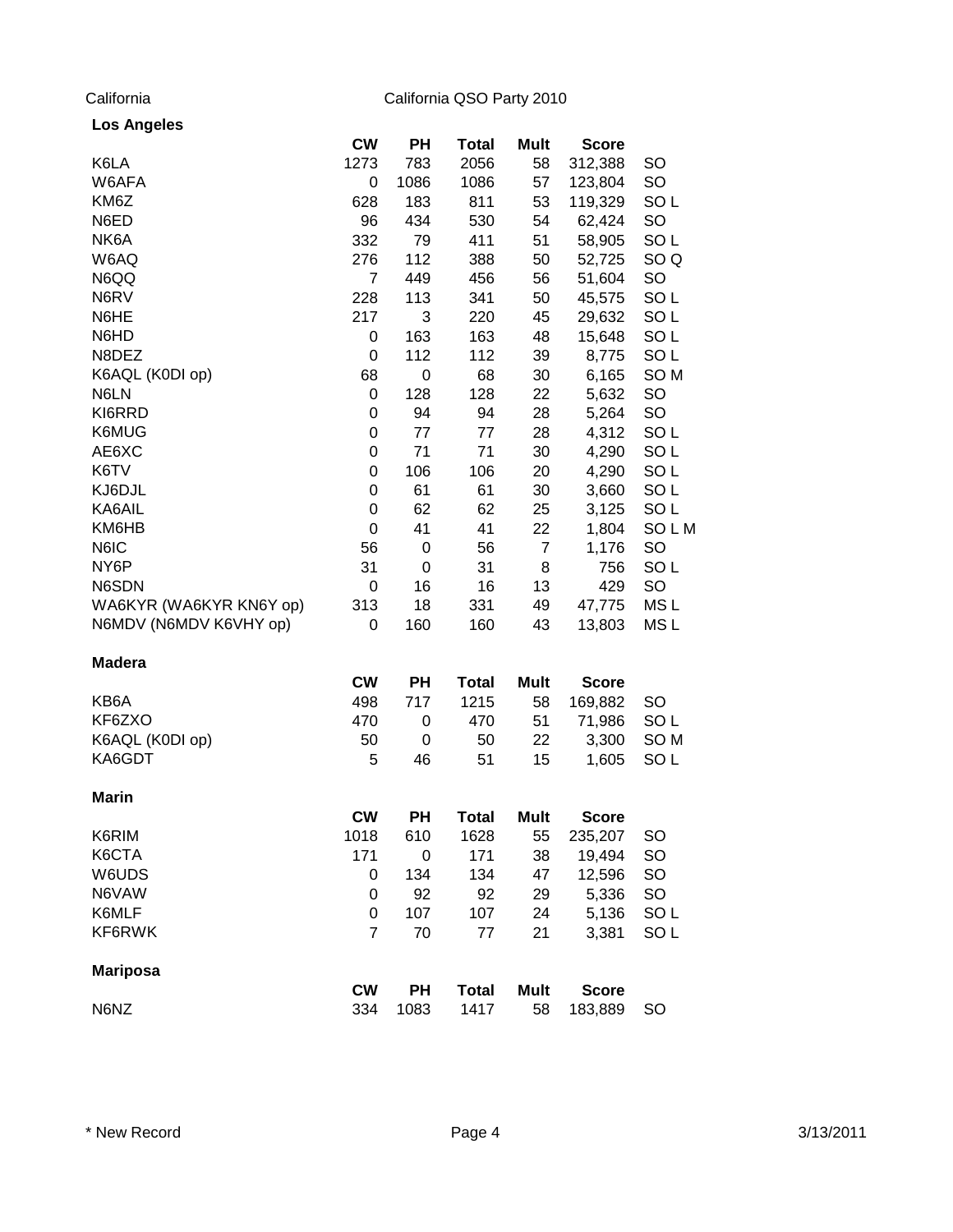California — California QSO Party 2010

## Los Angeles

| | CW | PH | Total | Mult | Score | |
|---|---|---|---|---|---|---|
| K6LA | 1273 | 783 | 2056 | 58 | 312,388 | SO |
| W6AFA | 0 | 1086 | 1086 | 57 | 123,804 | SO |
| KM6Z | 628 | 183 | 811 | 53 | 119,329 | SO L |
| N6ED | 96 | 434 | 530 | 54 | 62,424 | SO |
| NK6A | 332 | 79 | 411 | 51 | 58,905 | SO L |
| W6AQ | 276 | 112 | 388 | 50 | 52,725 | SO Q |
| N6QQ | 7 | 449 | 456 | 56 | 51,604 | SO |
| N6RV | 228 | 113 | 341 | 50 | 45,575 | SO L |
| N6HE | 217 | 3 | 220 | 45 | 29,632 | SO L |
| N6HD | 0 | 163 | 163 | 48 | 15,648 | SO L |
| N8DEZ | 0 | 112 | 112 | 39 | 8,775 | SO L |
| K6AQL (K0DI op) | 68 | 0 | 68 | 30 | 6,165 | SO M |
| N6LN | 0 | 128 | 128 | 22 | 5,632 | SO |
| KI6RRD | 0 | 94 | 94 | 28 | 5,264 | SO |
| K6MUG | 0 | 77 | 77 | 28 | 4,312 | SO L |
| AE6XC | 0 | 71 | 71 | 30 | 4,290 | SO L |
| K6TV | 0 | 106 | 106 | 20 | 4,290 | SO L |
| KJ6DJL | 0 | 61 | 61 | 30 | 3,660 | SO L |
| KA6AIL | 0 | 62 | 62 | 25 | 3,125 | SO L |
| KM6HB | 0 | 41 | 41 | 22 | 1,804 | SO L M |
| N6IC | 56 | 0 | 56 | 7 | 1,176 | SO |
| NY6P | 31 | 0 | 31 | 8 | 756 | SO L |
| N6SDN | 0 | 16 | 16 | 13 | 429 | SO |
| WA6KYR (WA6KYR KN6Y op) | 313 | 18 | 331 | 49 | 47,775 | MS L |
| N6MDV (N6MDV K6VHY op) | 0 | 160 | 160 | 43 | 13,803 | MS L |

## Madera

| | CW | PH | Total | Mult | Score | |
|---|---|---|---|---|---|---|
| KB6A | 498 | 717 | 1215 | 58 | 169,882 | SO |
| KF6ZXO | 470 | 0 | 470 | 51 | 71,986 | SO L |
| K6AQL (K0DI op) | 50 | 0 | 50 | 22 | 3,300 | SO M |
| KA6GDT | 5 | 46 | 51 | 15 | 1,605 | SO L |

## Marin

| | CW | PH | Total | Mult | Score | |
|---|---|---|---|---|---|---|
| K6RIM | 1018 | 610 | 1628 | 55 | 235,207 | SO |
| K6CTA | 171 | 0 | 171 | 38 | 19,494 | SO |
| W6UDS | 0 | 134 | 134 | 47 | 12,596 | SO |
| N6VAW | 0 | 92 | 92 | 29 | 5,336 | SO |
| K6MLF | 0 | 107 | 107 | 24 | 5,136 | SO L |
| KF6RWK | 7 | 70 | 77 | 21 | 3,381 | SO L |

## Mariposa

| | CW | PH | Total | Mult | Score | |
|---|---|---|---|---|---|---|
| N6NZ | 334 | 1083 | 1417 | 58 | 183,889 | SO |

\* New Record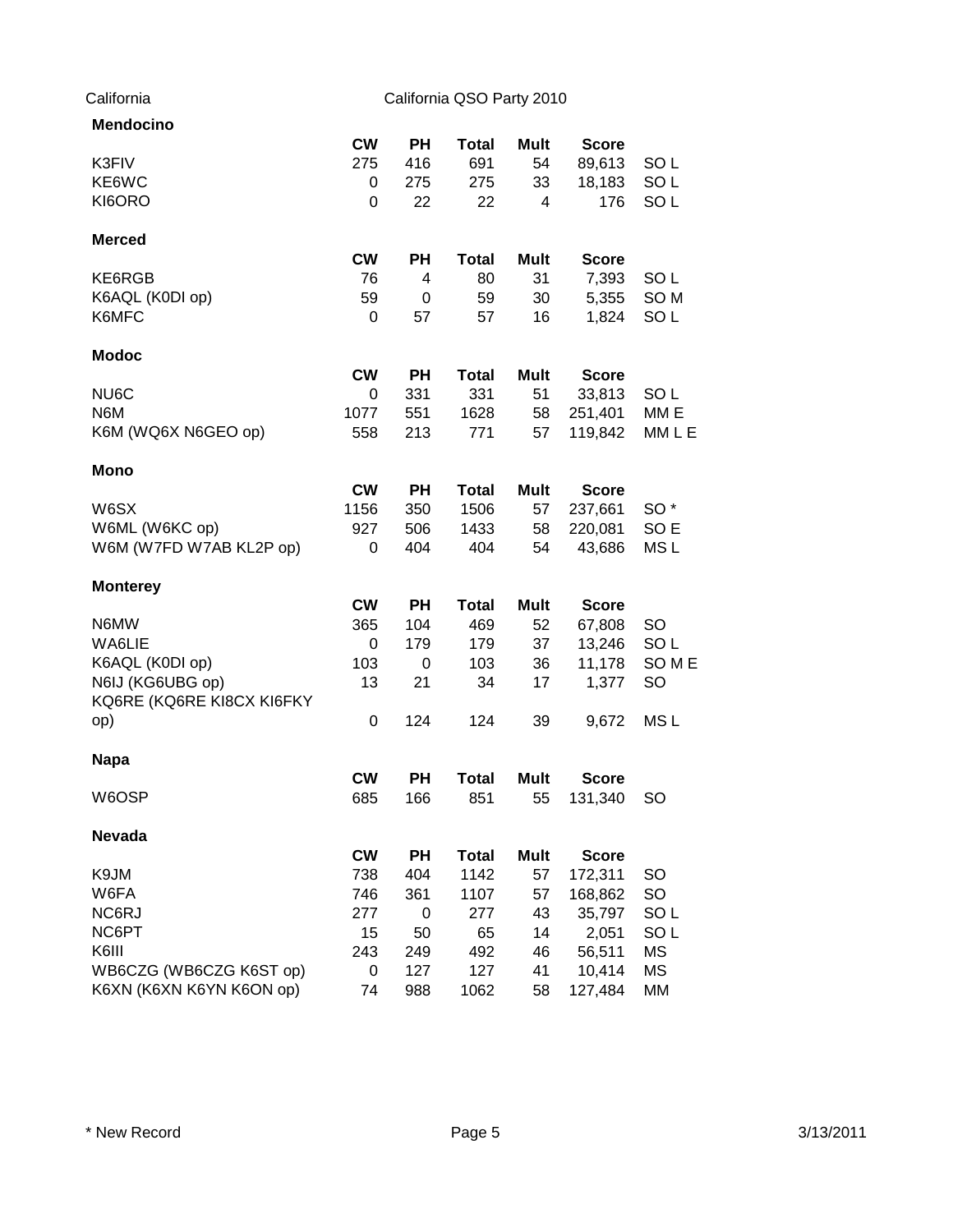California — California QSO Party 2010

## Mendocino

| | CW | PH | Total | Mult | Score | |
|---|---|---|---|---|---|---|
| K3FIV | 275 | 416 | 691 | 54 | 89,613 | SO L |
| KE6WC | 0 | 275 | 275 | 33 | 18,183 | SO L |
| KI6ORO | 0 | 22 | 22 | 4 | 176 | SO L |

## Merced

| | CW | PH | Total | Mult | Score | |
|---|---|---|---|---|---|---|
| KE6RGB | 76 | 4 | 80 | 31 | 7,393 | SO L |
| K6AQL (K0DI op) | 59 | 0 | 59 | 30 | 5,355 | SO M |
| K6MFC | 0 | 57 | 57 | 16 | 1,824 | SO L |

## Modoc

| | CW | PH | Total | Mult | Score | |
|---|---|---|---|---|---|---|
| NU6C | 0 | 331 | 331 | 51 | 33,813 | SO L |
| N6M | 1077 | 551 | 1628 | 58 | 251,401 | MM E |
| K6M (WQ6X N6GEO op) | 558 | 213 | 771 | 57 | 119,842 | MM L E |

## Mono

| | CW | PH | Total | Mult | Score | |
|---|---|---|---|---|---|---|
| W6SX | 1156 | 350 | 1506 | 57 | 237,661 | SO * |
| W6ML (W6KC op) | 927 | 506 | 1433 | 58 | 220,081 | SO E |
| W6M (W7FD W7AB KL2P op) | 0 | 404 | 404 | 54 | 43,686 | MS L |

## Monterey

| | CW | PH | Total | Mult | Score | |
|---|---|---|---|---|---|---|
| N6MW | 365 | 104 | 469 | 52 | 67,808 | SO |
| WA6LIE | 0 | 179 | 179 | 37 | 13,246 | SO L |
| K6AQL (K0DI op) | 103 | 0 | 103 | 36 | 11,178 | SO M E |
| N6IJ (KG6UBG op) | 13 | 21 | 34 | 17 | 1,377 | SO |
| KQ6RE (KQ6RE KI8CX KI6FKY op) | 0 | 124 | 124 | 39 | 9,672 | MS L |

## Napa

| | CW | PH | Total | Mult | Score | |
|---|---|---|---|---|---|---|
| W6OSP | 685 | 166 | 851 | 55 | 131,340 | SO |

## Nevada

| | CW | PH | Total | Mult | Score | |
|---|---|---|---|---|---|---|
| K9JM | 738 | 404 | 1142 | 57 | 172,311 | SO |
| W6FA | 746 | 361 | 1107 | 57 | 168,862 | SO |
| NC6RJ | 277 | 0 | 277 | 43 | 35,797 | SO L |
| NC6PT | 15 | 50 | 65 | 14 | 2,051 | SO L |
| K6III | 243 | 249 | 492 | 46 | 56,511 | MS |
| WB6CZG (WB6CZG K6ST op) | 0 | 127 | 127 | 41 | 10,414 | MS |
| K6XN (K6XN K6YN K6ON op) | 74 | 988 | 1062 | 58 | 127,484 | MM |

* New Record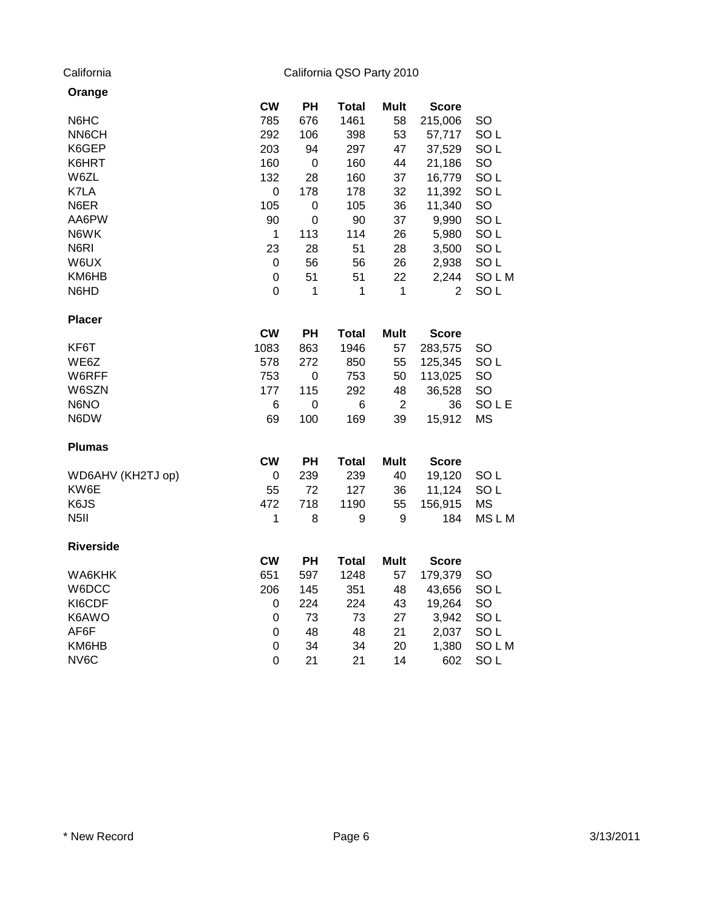California — California QSO Party 2010

## Orange

| | CW | PH | Total | Mult | Score | |
|---|---|---|---|---|---|---|
| N6HC | 785 | 676 | 1461 | 58 | 215,006 | SO |
| NN6CH | 292 | 106 | 398 | 53 | 57,717 | SO L |
| K6GEP | 203 | 94 | 297 | 47 | 37,529 | SO L |
| K6HRT | 160 | 0 | 160 | 44 | 21,186 | SO |
| W6ZL | 132 | 28 | 160 | 37 | 16,779 | SO L |
| K7LA | 0 | 178 | 178 | 32 | 11,392 | SO L |
| N6ER | 105 | 0 | 105 | 36 | 11,340 | SO |
| AA6PW | 90 | 0 | 90 | 37 | 9,990 | SO L |
| N6WK | 1 | 113 | 114 | 26 | 5,980 | SO L |
| N6RI | 23 | 28 | 51 | 28 | 3,500 | SO L |
| W6UX | 0 | 56 | 56 | 26 | 2,938 | SO L |
| KM6HB | 0 | 51 | 51 | 22 | 2,244 | SO L M |
| N6HD | 0 | 1 | 1 | 1 | 2 | SO L |

## Placer

| | CW | PH | Total | Mult | Score | |
|---|---|---|---|---|---|---|
| KF6T | 1083 | 863 | 1946 | 57 | 283,575 | SO |
| WE6Z | 578 | 272 | 850 | 55 | 125,345 | SO L |
| W6RFF | 753 | 0 | 753 | 50 | 113,025 | SO |
| W6SZN | 177 | 115 | 292 | 48 | 36,528 | SO |
| N6NO | 6 | 0 | 6 | 2 | 36 | SO L E |
| N6DW | 69 | 100 | 169 | 39 | 15,912 | MS |

## Plumas

| | CW | PH | Total | Mult | Score | |
|---|---|---|---|---|---|---|
| WD6AHV (KH2TJ op) | 0 | 239 | 239 | 40 | 19,120 | SO L |
| KW6E | 55 | 72 | 127 | 36 | 11,124 | SO L |
| K6JS | 472 | 718 | 1190 | 55 | 156,915 | MS |
| N5II | 1 | 8 | 9 | 9 | 184 | MS L M |

## Riverside

| | CW | PH | Total | Mult | Score | |
|---|---|---|---|---|---|---|
| WA6KHK | 651 | 597 | 1248 | 57 | 179,379 | SO |
| W6DCC | 206 | 145 | 351 | 48 | 43,656 | SO L |
| KI6CDF | 0 | 224 | 224 | 43 | 19,264 | SO |
| K6AWO | 0 | 73 | 73 | 27 | 3,942 | SO L |
| AF6F | 0 | 48 | 48 | 21 | 2,037 | SO L |
| KM6HB | 0 | 34 | 34 | 20 | 1,380 | SO L M |
| NV6C | 0 | 21 | 21 | 14 | 602 | SO L |

* New Record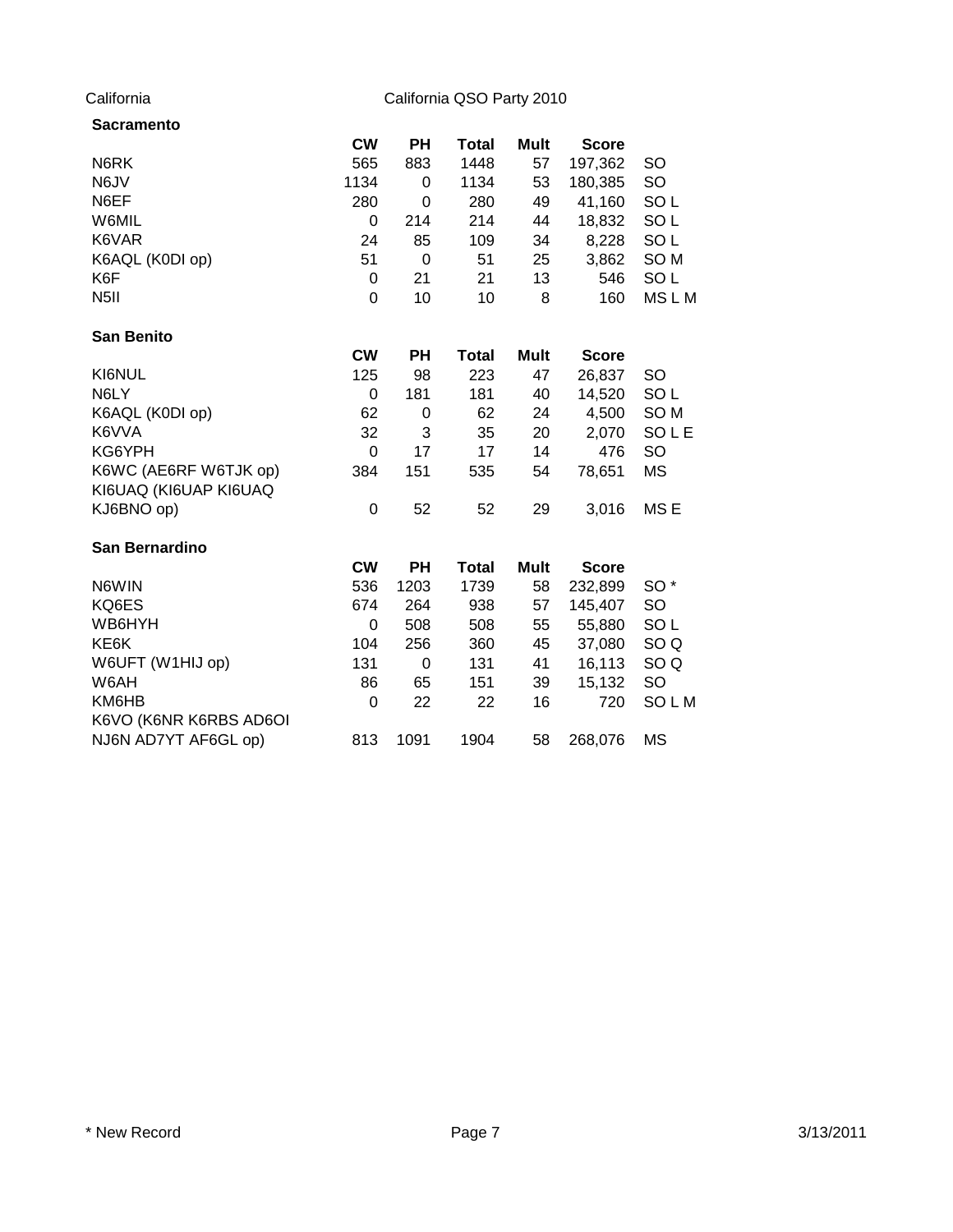California — California QSO Party 2010

### Sacramento

| | CW | PH | Total | Mult | Score | |
|---|---|---|---|---|---|---|
| N6RK | 565 | 883 | 1448 | 57 | 197,362 | SO |
| N6JV | 1134 | 0 | 1134 | 53 | 180,385 | SO |
| N6EF | 280 | 0 | 280 | 49 | 41,160 | SO L |
| W6MIL | 0 | 214 | 214 | 44 | 18,832 | SO L |
| K6VAR | 24 | 85 | 109 | 34 | 8,228 | SO L |
| K6AQL (K0DI op) | 51 | 0 | 51 | 25 | 3,862 | SO M |
| K6F | 0 | 21 | 21 | 13 | 546 | SO L |
| N5II | 0 | 10 | 10 | 8 | 160 | MS L M |

### San Benito

| | CW | PH | Total | Mult | Score | |
|---|---|---|---|---|---|---|
| KI6NUL | 125 | 98 | 223 | 47 | 26,837 | SO |
| N6LY | 0 | 181 | 181 | 40 | 14,520 | SO L |
| K6AQL (K0DI op) | 62 | 0 | 62 | 24 | 4,500 | SO M |
| K6VVA | 32 | 3 | 35 | 20 | 2,070 | SO L E |
| KG6YPH | 0 | 17 | 17 | 14 | 476 | SO |
| K6WC (AE6RF W6TJK op) | 384 | 151 | 535 | 54 | 78,651 | MS |
| KI6UAQ (KI6UAP KI6UAQ KJ6BNO op) | 0 | 52 | 52 | 29 | 3,016 | MS E |

### San Bernardino

| | CW | PH | Total | Mult | Score | |
|---|---|---|---|---|---|---|
| N6WIN | 536 | 1203 | 1739 | 58 | 232,899 | SO * |
| KQ6ES | 674 | 264 | 938 | 57 | 145,407 | SO |
| WB6HYH | 0 | 508 | 508 | 55 | 55,880 | SO L |
| KE6K | 104 | 256 | 360 | 45 | 37,080 | SO Q |
| W6UFT (W1HIJ op) | 131 | 0 | 131 | 41 | 16,113 | SO Q |
| W6AH | 86 | 65 | 151 | 39 | 15,132 | SO |
| KM6HB | 0 | 22 | 22 | 16 | 720 | SO L M |
| K6VO (K6NR K6RBS AD6OI NJ6N AD7YT AF6GL op) | 813 | 1091 | 1904 | 58 | 268,076 | MS |

* New Record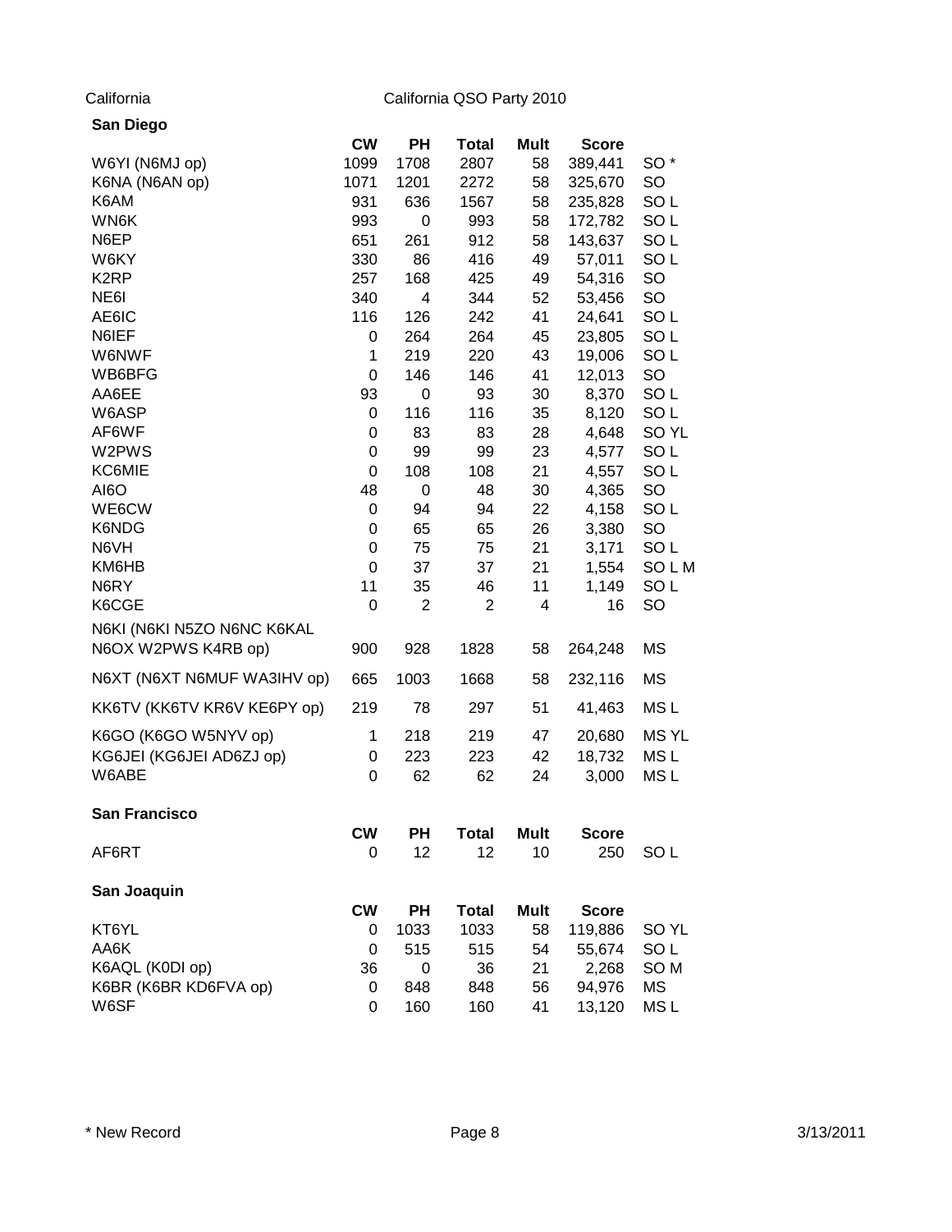California — California QSO Party 2010

### San Diego

| | CW | PH | Total | Mult | Score | |
|---|---|---|---|---|---|---|
| W6YI (N6MJ op) | 1099 | 1708 | 2807 | 58 | 389,441 | SO * |
| K6NA (N6AN op) | 1071 | 1201 | 2272 | 58 | 325,670 | SO |
| K6AM | 931 | 636 | 1567 | 58 | 235,828 | SO L |
| WN6K | 993 | 0 | 993 | 58 | 172,782 | SO L |
| N6EP | 651 | 261 | 912 | 58 | 143,637 | SO L |
| W6KY | 330 | 86 | 416 | 49 | 57,011 | SO L |
| K2RP | 257 | 168 | 425 | 49 | 54,316 | SO |
| NE6I | 340 | 4 | 344 | 52 | 53,456 | SO |
| AE6IC | 116 | 126 | 242 | 41 | 24,641 | SO L |
| N6IEF | 0 | 264 | 264 | 45 | 23,805 | SO L |
| W6NWF | 1 | 219 | 220 | 43 | 19,006 | SO L |
| WB6BFG | 0 | 146 | 146 | 41 | 12,013 | SO |
| AA6EE | 93 | 0 | 93 | 30 | 8,370 | SO L |
| W6ASP | 0 | 116 | 116 | 35 | 8,120 | SO L |
| AF6WF | 0 | 83 | 83 | 28 | 4,648 | SO YL |
| W2PWS | 0 | 99 | 99 | 23 | 4,577 | SO L |
| KC6MIE | 0 | 108 | 108 | 21 | 4,557 | SO L |
| AI6O | 48 | 0 | 48 | 30 | 4,365 | SO |
| WE6CW | 0 | 94 | 94 | 22 | 4,158 | SO L |
| K6NDG | 0 | 65 | 65 | 26 | 3,380 | SO |
| N6VH | 0 | 75 | 75 | 21 | 3,171 | SO L |
| KM6HB | 0 | 37 | 37 | 21 | 1,554 | SO L M |
| N6RY | 11 | 35 | 46 | 11 | 1,149 | SO L |
| K6CGE | 0 | 2 | 2 | 4 | 16 | SO |
| N6KI (N6KI N5ZO N6NC K6KAL N6OX W2PWS K4RB op) | 900 | 928 | 1828 | 58 | 264,248 | MS |
| N6XT (N6XT N6MUF WA3IHV op) | 665 | 1003 | 1668 | 58 | 232,116 | MS |
| KK6TV (KK6TV KR6V KE6PY op) | 219 | 78 | 297 | 51 | 41,463 | MS L |
| K6GO (K6GO W5NYV op) | 1 | 218 | 219 | 47 | 20,680 | MS YL |
| KG6JEI (KG6JEI AD6ZJ op) | 0 | 223 | 223 | 42 | 18,732 | MS L |
| W6ABE | 0 | 62 | 62 | 24 | 3,000 | MS L |

### San Francisco

| | CW | PH | Total | Mult | Score | |
|---|---|---|---|---|---|---|
| AF6RT | 0 | 12 | 12 | 10 | 250 | SO L |

### San Joaquin

| | CW | PH | Total | Mult | Score | |
|---|---|---|---|---|---|---|
| KT6YL | 0 | 1033 | 1033 | 58 | 119,886 | SO YL |
| AA6K | 0 | 515 | 515 | 54 | 55,674 | SO L |
| K6AQL (K0DI op) | 36 | 0 | 36 | 21 | 2,268 | SO M |
| K6BR (K6BR KD6FVA op) | 0 | 848 | 848 | 56 | 94,976 | MS |
| W6SF | 0 | 160 | 160 | 41 | 13,120 | MS L |

* New Record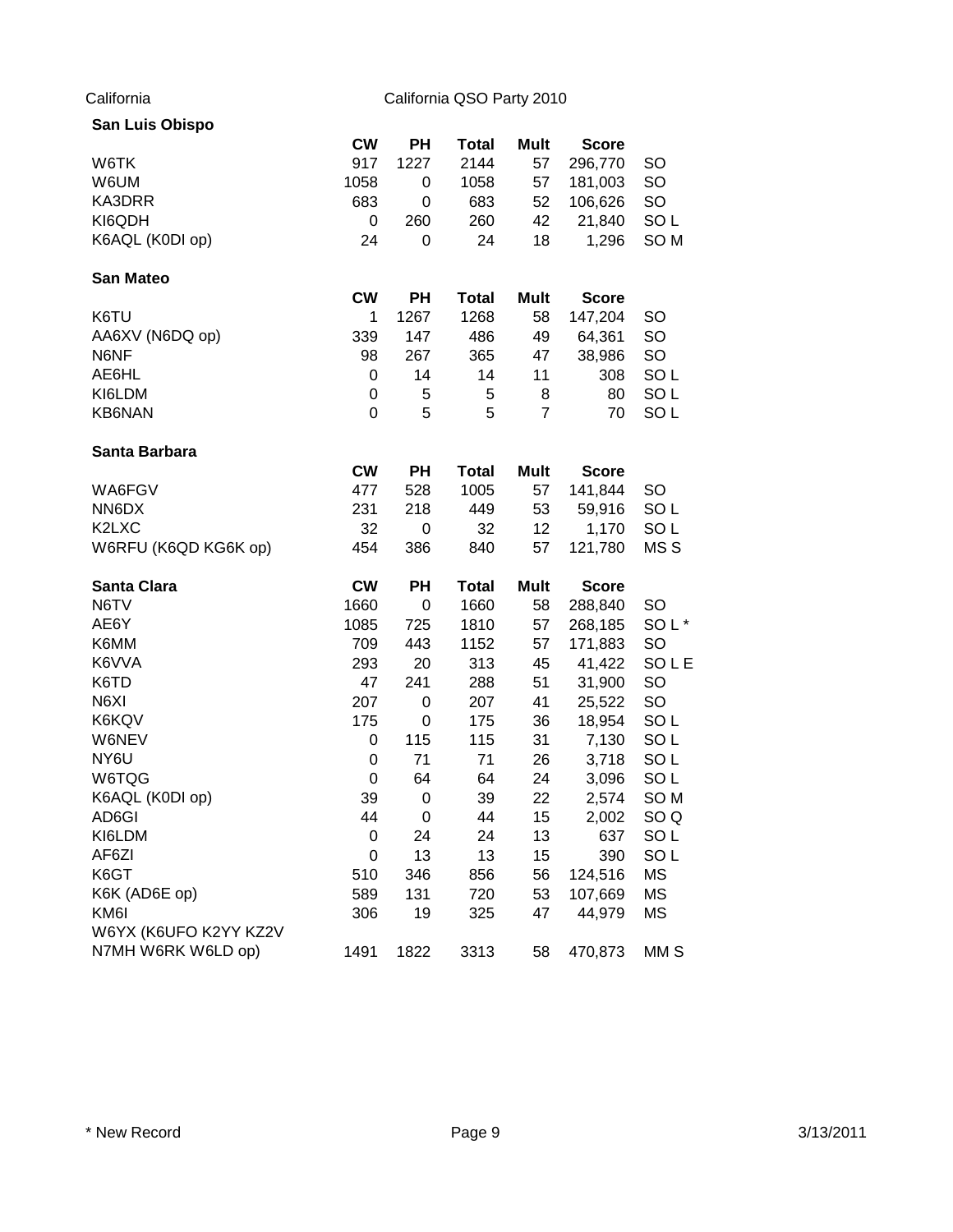California — California QSO Party 2010

## San Luis Obispo

| | CW | PH | Total | Mult | Score | |
|---|---|---|---|---|---|---|
| W6TK | 917 | 1227 | 2144 | 57 | 296,770 | SO |
| W6UM | 1058 | 0 | 1058 | 57 | 181,003 | SO |
| KA3DRR | 683 | 0 | 683 | 52 | 106,626 | SO |
| KI6QDH | 0 | 260 | 260 | 42 | 21,840 | SO L |
| K6AQL (K0DI op) | 24 | 0 | 24 | 18 | 1,296 | SO M |

## San Mateo

| | CW | PH | Total | Mult | Score | |
|---|---|---|---|---|---|---|
| K6TU | 1 | 1267 | 1268 | 58 | 147,204 | SO |
| AA6XV (N6DQ op) | 339 | 147 | 486 | 49 | 64,361 | SO |
| N6NF | 98 | 267 | 365 | 47 | 38,986 | SO |
| AE6HL | 0 | 14 | 14 | 11 | 308 | SO L |
| KI6LDM | 0 | 5 | 5 | 8 | 80 | SO L |
| KB6NAN | 0 | 5 | 5 | 7 | 70 | SO L |

## Santa Barbara

| | CW | PH | Total | Mult | Score | |
|---|---|---|---|---|---|---|
| WA6FGV | 477 | 528 | 1005 | 57 | 141,844 | SO |
| NN6DX | 231 | 218 | 449 | 53 | 59,916 | SO L |
| K2LXC | 32 | 0 | 32 | 12 | 1,170 | SO L |
| W6RFU (K6QD KG6K op) | 454 | 386 | 840 | 57 | 121,780 | MS S |

## Santa Clara

| | CW | PH | Total | Mult | Score | |
|---|---|---|---|---|---|---|
| N6TV | 1660 | 0 | 1660 | 58 | 288,840 | SO |
| AE6Y | 1085 | 725 | 1810 | 57 | 268,185 | SO L * |
| K6MM | 709 | 443 | 1152 | 57 | 171,883 | SO |
| K6VVA | 293 | 20 | 313 | 45 | 41,422 | SO L E |
| K6TD | 47 | 241 | 288 | 51 | 31,900 | SO |
| N6XI | 207 | 0 | 207 | 41 | 25,522 | SO |
| K6KQV | 175 | 0 | 175 | 36 | 18,954 | SO L |
| W6NEV | 0 | 115 | 115 | 31 | 7,130 | SO L |
| NY6U | 0 | 71 | 71 | 26 | 3,718 | SO L |
| W6TQG | 0 | 64 | 64 | 24 | 3,096 | SO L |
| K6AQL (K0DI op) | 39 | 0 | 39 | 22 | 2,574 | SO M |
| AD6GI | 44 | 0 | 44 | 15 | 2,002 | SO Q |
| KI6LDM | 0 | 24 | 24 | 13 | 637 | SO L |
| AF6ZI | 0 | 13 | 13 | 15 | 390 | SO L |
| K6GT | 510 | 346 | 856 | 56 | 124,516 | MS |
| K6K (AD6E op) | 589 | 131 | 720 | 53 | 107,669 | MS |
| KM6I | 306 | 19 | 325 | 47 | 44,979 | MS |
| W6YX (K6UFO K2YY KZ2V N7MH W6RK W6LD op) | 1491 | 1822 | 3313 | 58 | 470,873 | MM S |

* New Record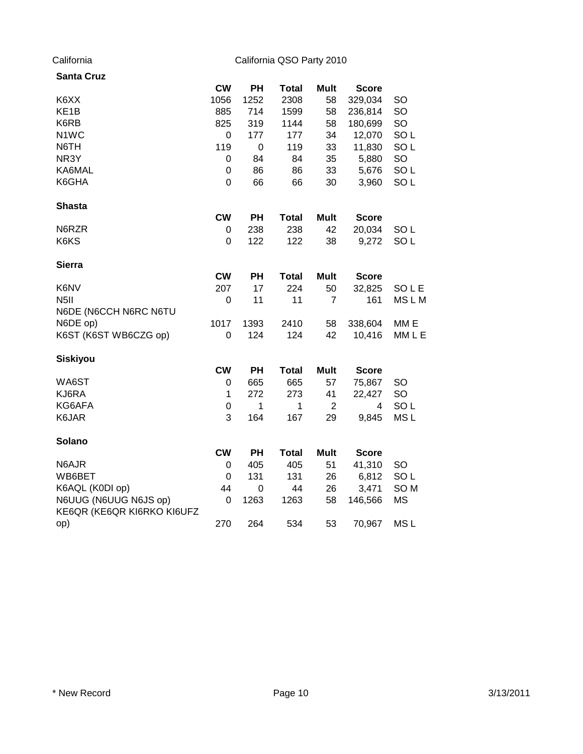California — California QSO Party 2010

### Santa Cruz

| | CW | PH | Total | Mult | Score | |
|---|---|---|---|---|---|---|
| K6XX | 1056 | 1252 | 2308 | 58 | 329,034 | SO |
| KE1B | 885 | 714 | 1599 | 58 | 236,814 | SO |
| K6RB | 825 | 319 | 1144 | 58 | 180,699 | SO |
| N1WC | 0 | 177 | 177 | 34 | 12,070 | SO L |
| N6TH | 119 | 0 | 119 | 33 | 11,830 | SO L |
| NR3Y | 0 | 84 | 84 | 35 | 5,880 | SO |
| KA6MAL | 0 | 86 | 86 | 33 | 5,676 | SO L |
| K6GHA | 0 | 66 | 66 | 30 | 3,960 | SO L |

### Shasta

| | CW | PH | Total | Mult | Score | |
|---|---|---|---|---|---|---|
| N6RZR | 0 | 238 | 238 | 42 | 20,034 | SO L |
| K6KS | 0 | 122 | 122 | 38 | 9,272 | SO L |

### Sierra

| | CW | PH | Total | Mult | Score | |
|---|---|---|---|---|---|---|
| K6NV | 207 | 17 | 224 | 50 | 32,825 | SO L E |
| N5II | 0 | 11 | 11 | 7 | 161 | MS L M |
| N6DE (N6CCH N6RC N6TU N6DE op) | 1017 | 1393 | 2410 | 58 | 338,604 | MM E |
| K6ST (K6ST WB6CZG op) | 0 | 124 | 124 | 42 | 10,416 | MM L E |

### Siskiyou

| | CW | PH | Total | Mult | Score | |
|---|---|---|---|---|---|---|
| WA6ST | 0 | 665 | 665 | 57 | 75,867 | SO |
| KJ6RA | 1 | 272 | 273 | 41 | 22,427 | SO |
| KG6AFA | 0 | 1 | 1 | 2 | 4 | SO L |
| K6JAR | 3 | 164 | 167 | 29 | 9,845 | MS L |

### Solano

| | CW | PH | Total | Mult | Score | |
|---|---|---|---|---|---|---|
| N6AJR | 0 | 405 | 405 | 51 | 41,310 | SO |
| WB6BET | 0 | 131 | 131 | 26 | 6,812 | SO L |
| K6AQL (K0DI op) | 44 | 0 | 44 | 26 | 3,471 | SO M |
| N6UUG (N6UUG N6JS op) | 0 | 1263 | 1263 | 58 | 146,566 | MS |
| KE6QR (KE6QR KI6RKO KI6UFZ op) | 270 | 264 | 534 | 53 | 70,967 | MS L |

* New Record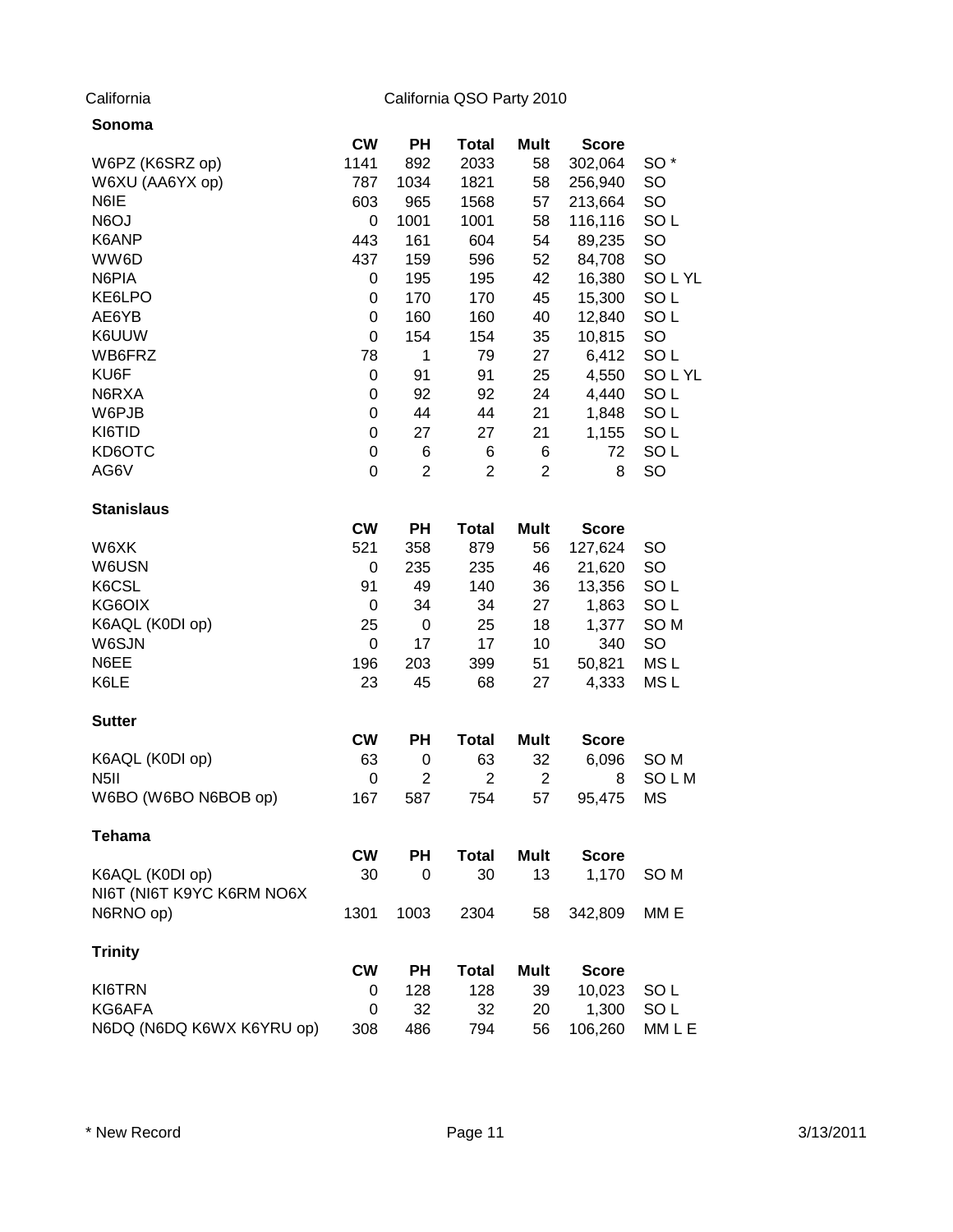California — California QSO Party 2010

## Sonoma

| | CW | PH | Total | Mult | Score | |
|---|---|---|---|---|---|---|
| W6PZ (K6SRZ op) | 1141 | 892 | 2033 | 58 | 302,064 | SO * |
| W6XU (AA6YX op) | 787 | 1034 | 1821 | 58 | 256,940 | SO |
| N6IE | 603 | 965 | 1568 | 57 | 213,664 | SO |
| N6OJ | 0 | 1001 | 1001 | 58 | 116,116 | SO L |
| K6ANP | 443 | 161 | 604 | 54 | 89,235 | SO |
| WW6D | 437 | 159 | 596 | 52 | 84,708 | SO |
| N6PIA | 0 | 195 | 195 | 42 | 16,380 | SO L YL |
| KE6LPO | 0 | 170 | 170 | 45 | 15,300 | SO L |
| AE6YB | 0 | 160 | 160 | 40 | 12,840 | SO L |
| K6UUW | 0 | 154 | 154 | 35 | 10,815 | SO |
| WB6FRZ | 78 | 1 | 79 | 27 | 6,412 | SO L |
| KU6F | 0 | 91 | 91 | 25 | 4,550 | SO L YL |
| N6RXA | 0 | 92 | 92 | 24 | 4,440 | SO L |
| W6PJB | 0 | 44 | 44 | 21 | 1,848 | SO L |
| KI6TID | 0 | 27 | 27 | 21 | 1,155 | SO L |
| KD6OTC | 0 | 6 | 6 | 6 | 72 | SO L |
| AG6V | 0 | 2 | 2 | 2 | 8 | SO |

## Stanislaus

| | CW | PH | Total | Mult | Score | |
|---|---|---|---|---|---|---|
| W6XK | 521 | 358 | 879 | 56 | 127,624 | SO |
| W6USN | 0 | 235 | 235 | 46 | 21,620 | SO |
| K6CSL | 91 | 49 | 140 | 36 | 13,356 | SO L |
| KG6OIX | 0 | 34 | 34 | 27 | 1,863 | SO L |
| K6AQL (K0DI op) | 25 | 0 | 25 | 18 | 1,377 | SO M |
| W6SJN | 0 | 17 | 17 | 10 | 340 | SO |
| N6EE | 196 | 203 | 399 | 51 | 50,821 | MS L |
| K6LE | 23 | 45 | 68 | 27 | 4,333 | MS L |

## Sutter

| | CW | PH | Total | Mult | Score | |
|---|---|---|---|---|---|---|
| K6AQL (K0DI op) | 63 | 0 | 63 | 32 | 6,096 | SO M |
| N5II | 0 | 2 | 2 | 2 | 8 | SO L M |
| W6BO (W6BO N6BOB op) | 167 | 587 | 754 | 57 | 95,475 | MS |

## Tehama

| | CW | PH | Total | Mult | Score | |
|---|---|---|---|---|---|---|
| K6AQL (K0DI op) | 30 | 0 | 30 | 13 | 1,170 | SO M |
| NI6T (NI6T K9YC K6RM NO6X N6RNO op) | 1301 | 1003 | 2304 | 58 | 342,809 | MM E |

## Trinity

| | CW | PH | Total | Mult | Score | |
|---|---|---|---|---|---|---|
| KI6TRN | 0 | 128 | 128 | 39 | 10,023 | SO L |
| KG6AFA | 0 | 32 | 32 | 20 | 1,300 | SO L |
| N6DQ (N6DQ K6WX K6YRU op) | 308 | 486 | 794 | 56 | 106,260 | MM L E |

* New Record

3/13/2011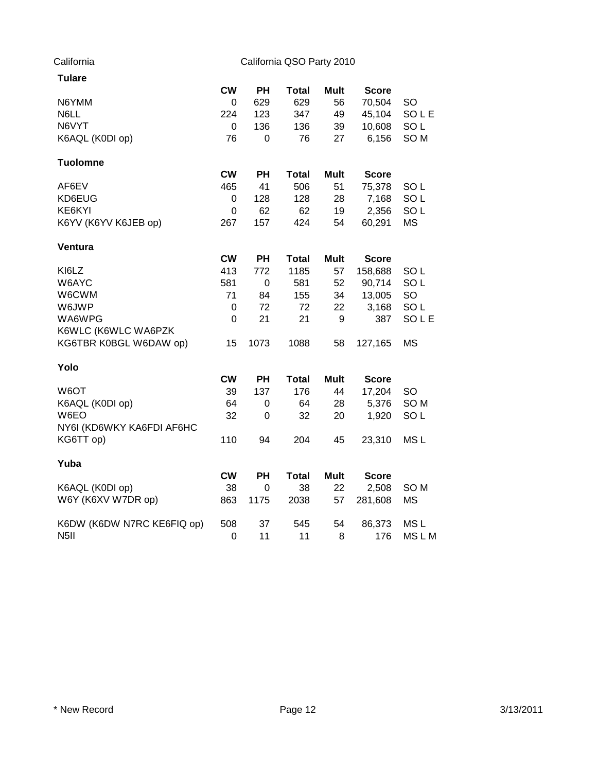California — California QSO Party 2010

### Tulare

| | CW | PH | Total | Mult | Score | |
|---|---|---|---|---|---|---|
| N6YMM | 0 | 629 | 629 | 56 | 70,504 | SO |
| N6LL | 224 | 123 | 347 | 49 | 45,104 | SO L E |
| N6VYT | 0 | 136 | 136 | 39 | 10,608 | SO L |
| K6AQL (K0DI op) | 76 | 0 | 76 | 27 | 6,156 | SO M |

### Tuolomne

| | CW | PH | Total | Mult | Score | |
|---|---|---|---|---|---|---|
| AF6EV | 465 | 41 | 506 | 51 | 75,378 | SO L |
| KD6EUG | 0 | 128 | 128 | 28 | 7,168 | SO L |
| KE6KYI | 0 | 62 | 62 | 19 | 2,356 | SO L |
| K6YV (K6YV K6JEB op) | 267 | 157 | 424 | 54 | 60,291 | MS |

### Ventura

| | CW | PH | Total | Mult | Score | |
|---|---|---|---|---|---|---|
| KI6LZ | 413 | 772 | 1185 | 57 | 158,688 | SO L |
| W6AYC | 581 | 0 | 581 | 52 | 90,714 | SO L |
| W6CWM | 71 | 84 | 155 | 34 | 13,005 | SO |
| W6JWP | 0 | 72 | 72 | 22 | 3,168 | SO L |
| WA6WPG | 0 | 21 | 21 | 9 | 387 | SO L E |
| K6WLC (K6WLC WA6PZK KG6TBR K0BGL W6DAW op) | 15 | 1073 | 1088 | 58 | 127,165 | MS |

### Yolo

| | CW | PH | Total | Mult | Score | |
|---|---|---|---|---|---|---|
| W6OT | 39 | 137 | 176 | 44 | 17,204 | SO |
| K6AQL (K0DI op) | 64 | 0 | 64 | 28 | 5,376 | SO M |
| W6EO | 32 | 0 | 32 | 20 | 1,920 | SO L |
| NY6I (KD6WKY KA6FDI AF6HC KG6TT op) | 110 | 94 | 204 | 45 | 23,310 | MS L |

### Yuba

| | CW | PH | Total | Mult | Score | |
|---|---|---|---|---|---|---|
| K6AQL (K0DI op) | 38 | 0 | 38 | 22 | 2,508 | SO M |
| W6Y (K6XV W7DR op) | 863 | 1175 | 2038 | 57 | 281,608 | MS |

| | | | | | | |
|---|---|---|---|---|---|---|
| K6DW (K6DW N7RC KE6FIQ op) | 508 | 37 | 545 | 54 | 86,373 | MS L |
| N5II | 0 | 11 | 11 | 8 | 176 | MS L M |

\* New Record